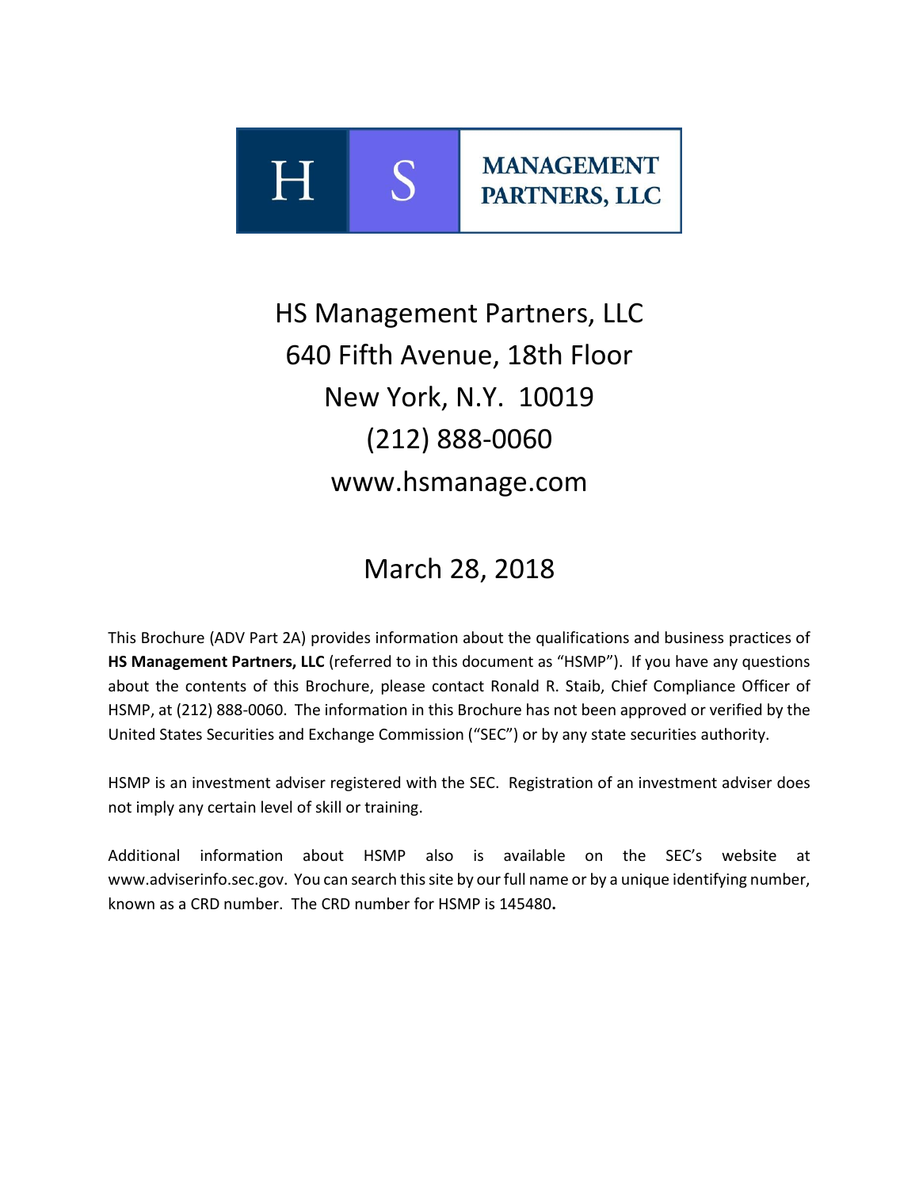H S MANAGEMENT PARTNERS, LLC

HS Management Partners, LLC
640 Fifth Avenue, 18th Floor
New York, N.Y. 10019
(212) 888-0060
www.hsmanage.com

March 28, 2018

This Brochure (ADV Part 2A) provides information about the qualifications and business practices of **HS Management Partners, LLC** (referred to in this document as "HSMP"). If you have any questions about the contents of this Brochure, please contact Ronald R. Staib, Chief Compliance Officer of HSMP, at (212) 888-0060. The information in this Brochure has not been approved or verified by the United States Securities and Exchange Commission ("SEC") or by any state securities authority.

HSMP is an investment adviser registered with the SEC. Registration of an investment adviser does not imply any certain level of skill or training.

Additional information about HSMP also is available on the SEC's website at www.adviserinfo.sec.gov. You can search this site by our full name or by a unique identifying number, known as a CRD number. The CRD number for HSMP is 145480.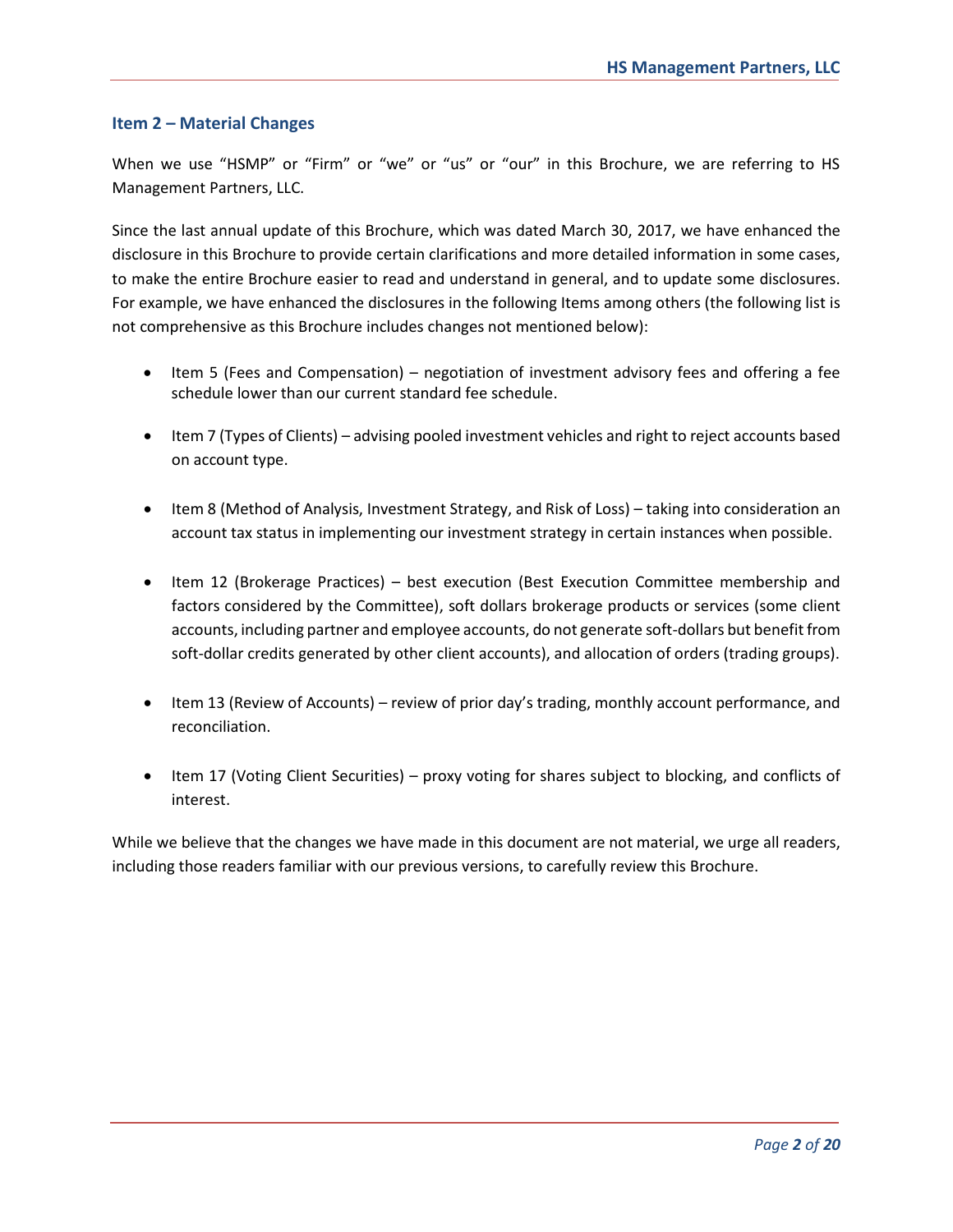## Item 2 – Material Changes

When we use "HSMP" or "Firm" or "we" or "us" or "our" in this Brochure, we are referring to HS Management Partners, LLC.

Since the last annual update of this Brochure, which was dated March 30, 2017, we have enhanced the disclosure in this Brochure to provide certain clarifications and more detailed information in some cases, to make the entire Brochure easier to read and understand in general, and to update some disclosures. For example, we have enhanced the disclosures in the following Items among others (the following list is not comprehensive as this Brochure includes changes not mentioned below):

- Item 5 (Fees and Compensation) – negotiation of investment advisory fees and offering a fee schedule lower than our current standard fee schedule.
- Item 7 (Types of Clients) – advising pooled investment vehicles and right to reject accounts based on account type.
- Item 8 (Method of Analysis, Investment Strategy, and Risk of Loss) – taking into consideration an account tax status in implementing our investment strategy in certain instances when possible.
- Item 12 (Brokerage Practices) – best execution (Best Execution Committee membership and factors considered by the Committee), soft dollars brokerage products or services (some client accounts, including partner and employee accounts, do not generate soft-dollars but benefit from soft-dollar credits generated by other client accounts), and allocation of orders (trading groups).
- Item 13 (Review of Accounts) – review of prior day's trading, monthly account performance, and reconciliation.
- Item 17 (Voting Client Securities) – proxy voting for shares subject to blocking, and conflicts of interest.

While we believe that the changes we have made in this document are not material, we urge all readers, including those readers familiar with our previous versions, to carefully review this Brochure.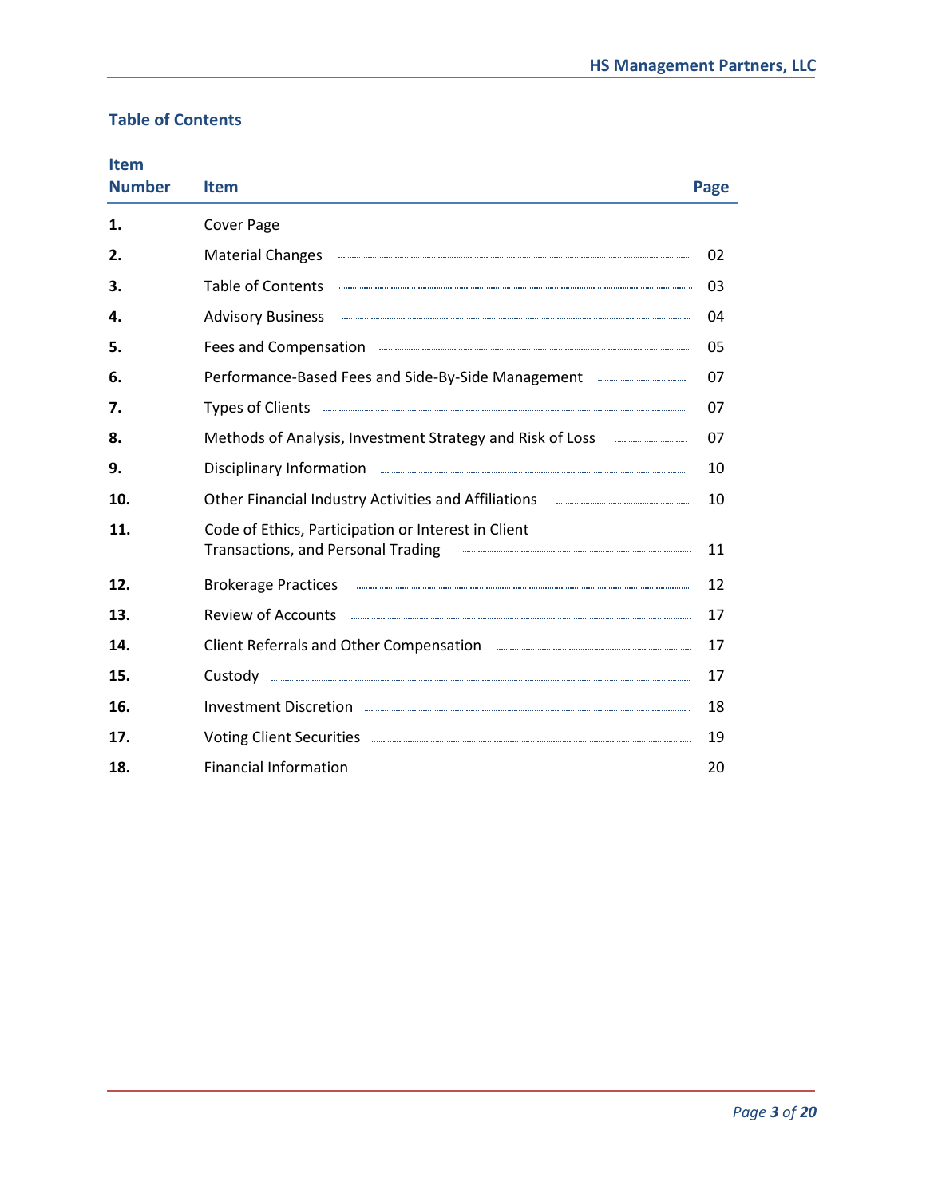## Table of Contents

| Item Number | Item | Page |
|---|---|---|
| **1.** | Cover Page | |
| **2.** | Material Changes | 02 |
| **3.** | Table of Contents | 03 |
| **4.** | Advisory Business | 04 |
| **5.** | Fees and Compensation | 05 |
| **6.** | Performance-Based Fees and Side-By-Side Management | 07 |
| **7.** | Types of Clients | 07 |
| **8.** | Methods of Analysis, Investment Strategy and Risk of Loss | 07 |
| **9.** | Disciplinary Information | 10 |
| **10.** | Other Financial Industry Activities and Affiliations | 10 |
| **11.** | Code of Ethics, Participation or Interest in Client Transactions, and Personal Trading | 11 |
| **12.** | Brokerage Practices | 12 |
| **13.** | Review of Accounts | 17 |
| **14.** | Client Referrals and Other Compensation | 17 |
| **15.** | Custody | 17 |
| **16.** | Investment Discretion | 18 |
| **17.** | Voting Client Securities | 19 |
| **18.** | Financial Information | 20 |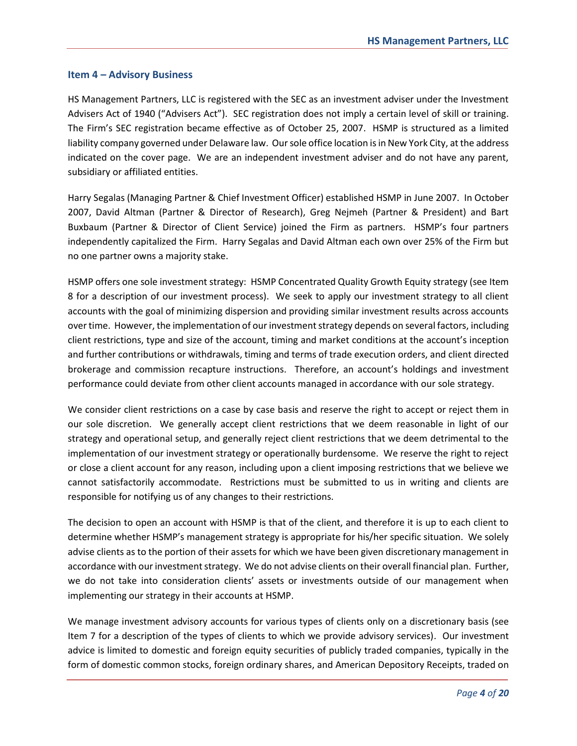## Item 4 – Advisory Business

HS Management Partners, LLC is registered with the SEC as an investment adviser under the Investment Advisers Act of 1940 ("Advisers Act"). SEC registration does not imply a certain level of skill or training. The Firm's SEC registration became effective as of October 25, 2007. HSMP is structured as a limited liability company governed under Delaware law. Our sole office location is in New York City, at the address indicated on the cover page. We are an independent investment adviser and do not have any parent, subsidiary or affiliated entities.

Harry Segalas (Managing Partner & Chief Investment Officer) established HSMP in June 2007. In October 2007, David Altman (Partner & Director of Research), Greg Nejmeh (Partner & President) and Bart Buxbaum (Partner & Director of Client Service) joined the Firm as partners. HSMP's four partners independently capitalized the Firm. Harry Segalas and David Altman each own over 25% of the Firm but no one partner owns a majority stake.

HSMP offers one sole investment strategy: HSMP Concentrated Quality Growth Equity strategy (see Item 8 for a description of our investment process). We seek to apply our investment strategy to all client accounts with the goal of minimizing dispersion and providing similar investment results across accounts over time. However, the implementation of our investment strategy depends on several factors, including client restrictions, type and size of the account, timing and market conditions at the account's inception and further contributions or withdrawals, timing and terms of trade execution orders, and client directed brokerage and commission recapture instructions. Therefore, an account's holdings and investment performance could deviate from other client accounts managed in accordance with our sole strategy.

We consider client restrictions on a case by case basis and reserve the right to accept or reject them in our sole discretion. We generally accept client restrictions that we deem reasonable in light of our strategy and operational setup, and generally reject client restrictions that we deem detrimental to the implementation of our investment strategy or operationally burdensome. We reserve the right to reject or close a client account for any reason, including upon a client imposing restrictions that we believe we cannot satisfactorily accommodate. Restrictions must be submitted to us in writing and clients are responsible for notifying us of any changes to their restrictions.

The decision to open an account with HSMP is that of the client, and therefore it is up to each client to determine whether HSMP's management strategy is appropriate for his/her specific situation. We solely advise clients as to the portion of their assets for which we have been given discretionary management in accordance with our investment strategy. We do not advise clients on their overall financial plan. Further, we do not take into consideration clients' assets or investments outside of our management when implementing our strategy in their accounts at HSMP.

We manage investment advisory accounts for various types of clients only on a discretionary basis (see Item 7 for a description of the types of clients to which we provide advisory services). Our investment advice is limited to domestic and foreign equity securities of publicly traded companies, typically in the form of domestic common stocks, foreign ordinary shares, and American Depository Receipts, traded on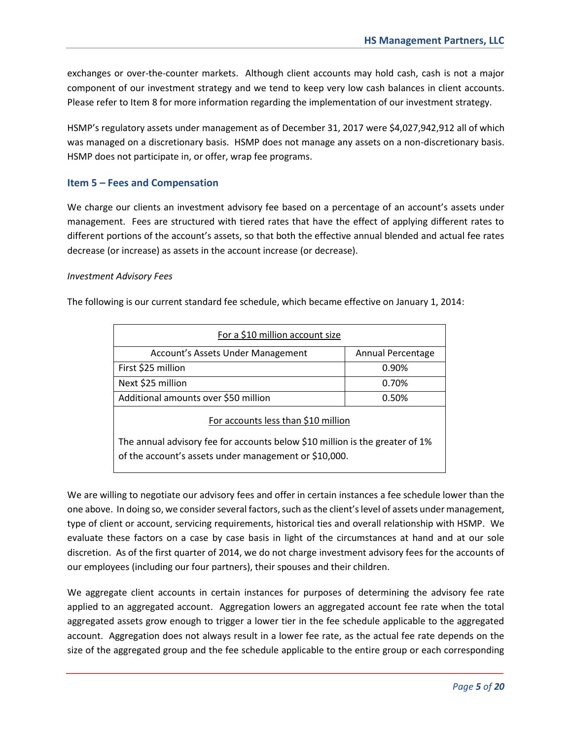exchanges or over-the-counter markets. Although client accounts may hold cash, cash is not a major component of our investment strategy and we tend to keep very low cash balances in client accounts. Please refer to Item 8 for more information regarding the implementation of our investment strategy.

HSMP's regulatory assets under management as of December 31, 2017 were $4,027,942,912 all of which was managed on a discretionary basis. HSMP does not manage any assets on a non-discretionary basis. HSMP does not participate in, or offer, wrap fee programs.

## Item 5 – Fees and Compensation

We charge our clients an investment advisory fee based on a percentage of an account's assets under management. Fees are structured with tiered rates that have the effect of applying different rates to different portions of the account's assets, so that both the effective annual blended and actual fee rates decrease (or increase) as assets in the account increase (or decrease).

*Investment Advisory Fees*

The following is our current standard fee schedule, which became effective on January 1, 2014:

| For a $10 million account size | |
|---|---|
| Account's Assets Under Management | Annual Percentage |
| First $25 million | 0.90% |
| Next $25 million | 0.70% |
| Additional amounts over $50 million | 0.50% |
| For accounts less than $10 million | |
| The annual advisory fee for accounts below $10 million is the greater of 1% of the account's assets under management or $10,000. | |

We are willing to negotiate our advisory fees and offer in certain instances a fee schedule lower than the one above. In doing so, we consider several factors, such as the client's level of assets under management, type of client or account, servicing requirements, historical ties and overall relationship with HSMP. We evaluate these factors on a case by case basis in light of the circumstances at hand and at our sole discretion. As of the first quarter of 2014, we do not charge investment advisory fees for the accounts of our employees (including our four partners), their spouses and their children.

We aggregate client accounts in certain instances for purposes of determining the advisory fee rate applied to an aggregated account. Aggregation lowers an aggregated account fee rate when the total aggregated assets grow enough to trigger a lower tier in the fee schedule applicable to the aggregated account. Aggregation does not always result in a lower fee rate, as the actual fee rate depends on the size of the aggregated group and the fee schedule applicable to the entire group or each corresponding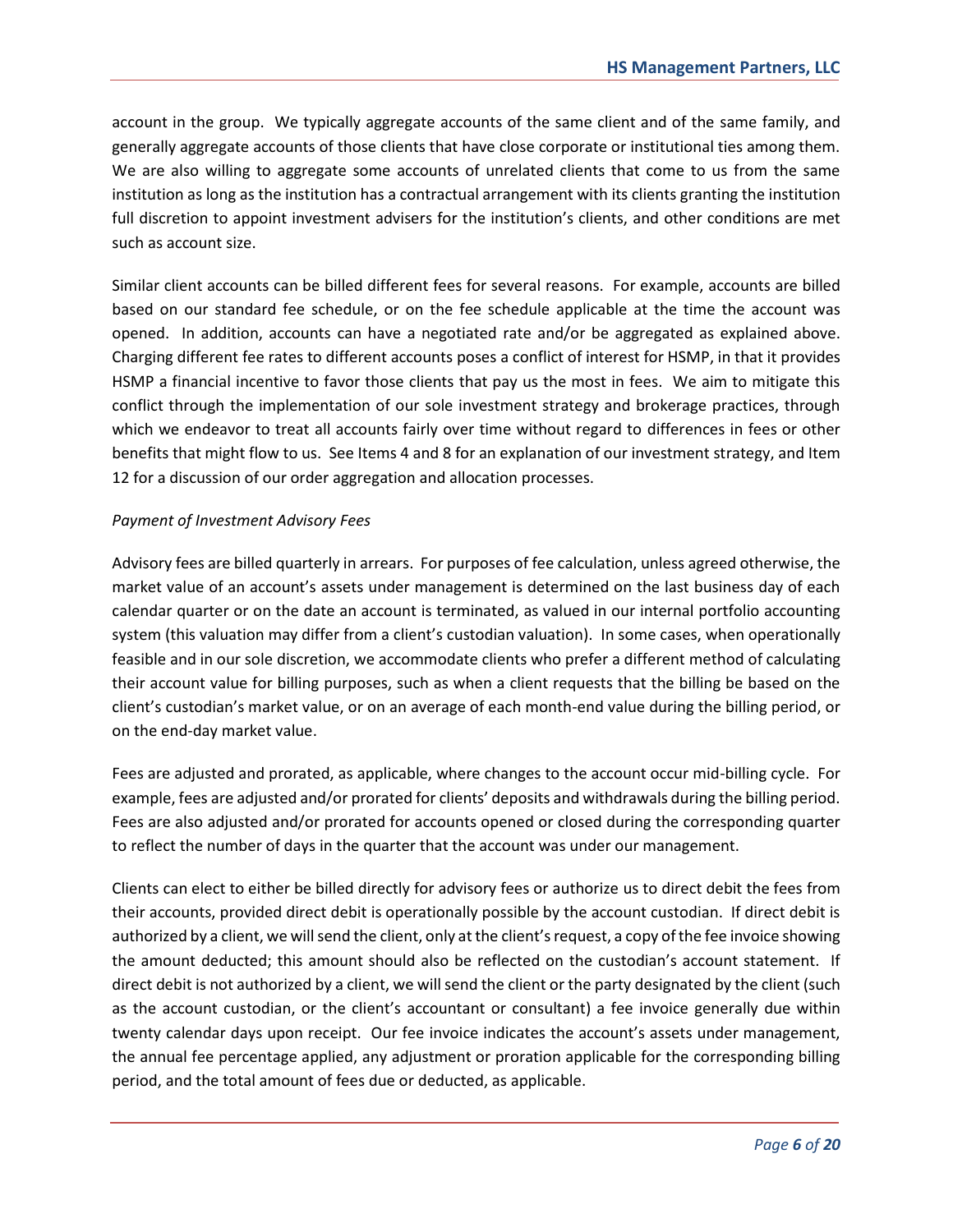account in the group. We typically aggregate accounts of the same client and of the same family, and generally aggregate accounts of those clients that have close corporate or institutional ties among them. We are also willing to aggregate some accounts of unrelated clients that come to us from the same institution as long as the institution has a contractual arrangement with its clients granting the institution full discretion to appoint investment advisers for the institution's clients, and other conditions are met such as account size.

Similar client accounts can be billed different fees for several reasons. For example, accounts are billed based on our standard fee schedule, or on the fee schedule applicable at the time the account was opened. In addition, accounts can have a negotiated rate and/or be aggregated as explained above. Charging different fee rates to different accounts poses a conflict of interest for HSMP, in that it provides HSMP a financial incentive to favor those clients that pay us the most in fees. We aim to mitigate this conflict through the implementation of our sole investment strategy and brokerage practices, through which we endeavor to treat all accounts fairly over time without regard to differences in fees or other benefits that might flow to us. See Items 4 and 8 for an explanation of our investment strategy, and Item 12 for a discussion of our order aggregation and allocation processes.

*Payment of Investment Advisory Fees*

Advisory fees are billed quarterly in arrears. For purposes of fee calculation, unless agreed otherwise, the market value of an account's assets under management is determined on the last business day of each calendar quarter or on the date an account is terminated, as valued in our internal portfolio accounting system (this valuation may differ from a client's custodian valuation). In some cases, when operationally feasible and in our sole discretion, we accommodate clients who prefer a different method of calculating their account value for billing purposes, such as when a client requests that the billing be based on the client's custodian's market value, or on an average of each month-end value during the billing period, or on the end-day market value.

Fees are adjusted and prorated, as applicable, where changes to the account occur mid-billing cycle. For example, fees are adjusted and/or prorated for clients' deposits and withdrawals during the billing period. Fees are also adjusted and/or prorated for accounts opened or closed during the corresponding quarter to reflect the number of days in the quarter that the account was under our management.

Clients can elect to either be billed directly for advisory fees or authorize us to direct debit the fees from their accounts, provided direct debit is operationally possible by the account custodian. If direct debit is authorized by a client, we will send the client, only at the client's request, a copy of the fee invoice showing the amount deducted; this amount should also be reflected on the custodian's account statement. If direct debit is not authorized by a client, we will send the client or the party designated by the client (such as the account custodian, or the client's accountant or consultant) a fee invoice generally due within twenty calendar days upon receipt. Our fee invoice indicates the account's assets under management, the annual fee percentage applied, any adjustment or proration applicable for the corresponding billing period, and the total amount of fees due or deducted, as applicable.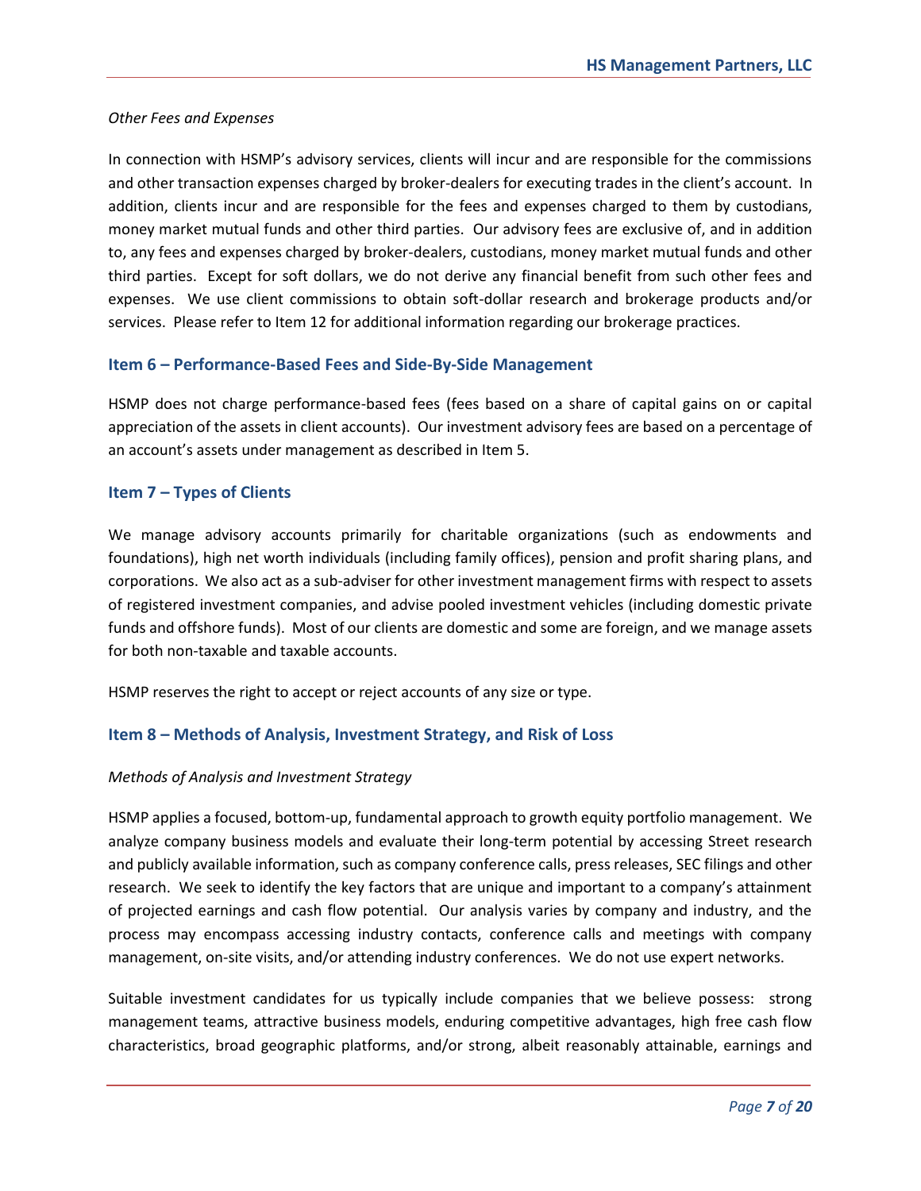*Other Fees and Expenses*

In connection with HSMP's advisory services, clients will incur and are responsible for the commissions and other transaction expenses charged by broker-dealers for executing trades in the client's account. In addition, clients incur and are responsible for the fees and expenses charged to them by custodians, money market mutual funds and other third parties. Our advisory fees are exclusive of, and in addition to, any fees and expenses charged by broker-dealers, custodians, money market mutual funds and other third parties. Except for soft dollars, we do not derive any financial benefit from such other fees and expenses. We use client commissions to obtain soft-dollar research and brokerage products and/or services. Please refer to Item 12 for additional information regarding our brokerage practices.

## Item 6 – Performance-Based Fees and Side-By-Side Management

HSMP does not charge performance-based fees (fees based on a share of capital gains on or capital appreciation of the assets in client accounts). Our investment advisory fees are based on a percentage of an account's assets under management as described in Item 5.

## Item 7 – Types of Clients

We manage advisory accounts primarily for charitable organizations (such as endowments and foundations), high net worth individuals (including family offices), pension and profit sharing plans, and corporations. We also act as a sub-adviser for other investment management firms with respect to assets of registered investment companies, and advise pooled investment vehicles (including domestic private funds and offshore funds). Most of our clients are domestic and some are foreign, and we manage assets for both non-taxable and taxable accounts.

HSMP reserves the right to accept or reject accounts of any size or type.

## Item 8 – Methods of Analysis, Investment Strategy, and Risk of Loss

*Methods of Analysis and Investment Strategy*

HSMP applies a focused, bottom-up, fundamental approach to growth equity portfolio management. We analyze company business models and evaluate their long-term potential by accessing Street research and publicly available information, such as company conference calls, press releases, SEC filings and other research. We seek to identify the key factors that are unique and important to a company's attainment of projected earnings and cash flow potential. Our analysis varies by company and industry, and the process may encompass accessing industry contacts, conference calls and meetings with company management, on-site visits, and/or attending industry conferences. We do not use expert networks.

Suitable investment candidates for us typically include companies that we believe possess: strong management teams, attractive business models, enduring competitive advantages, high free cash flow characteristics, broad geographic platforms, and/or strong, albeit reasonably attainable, earnings and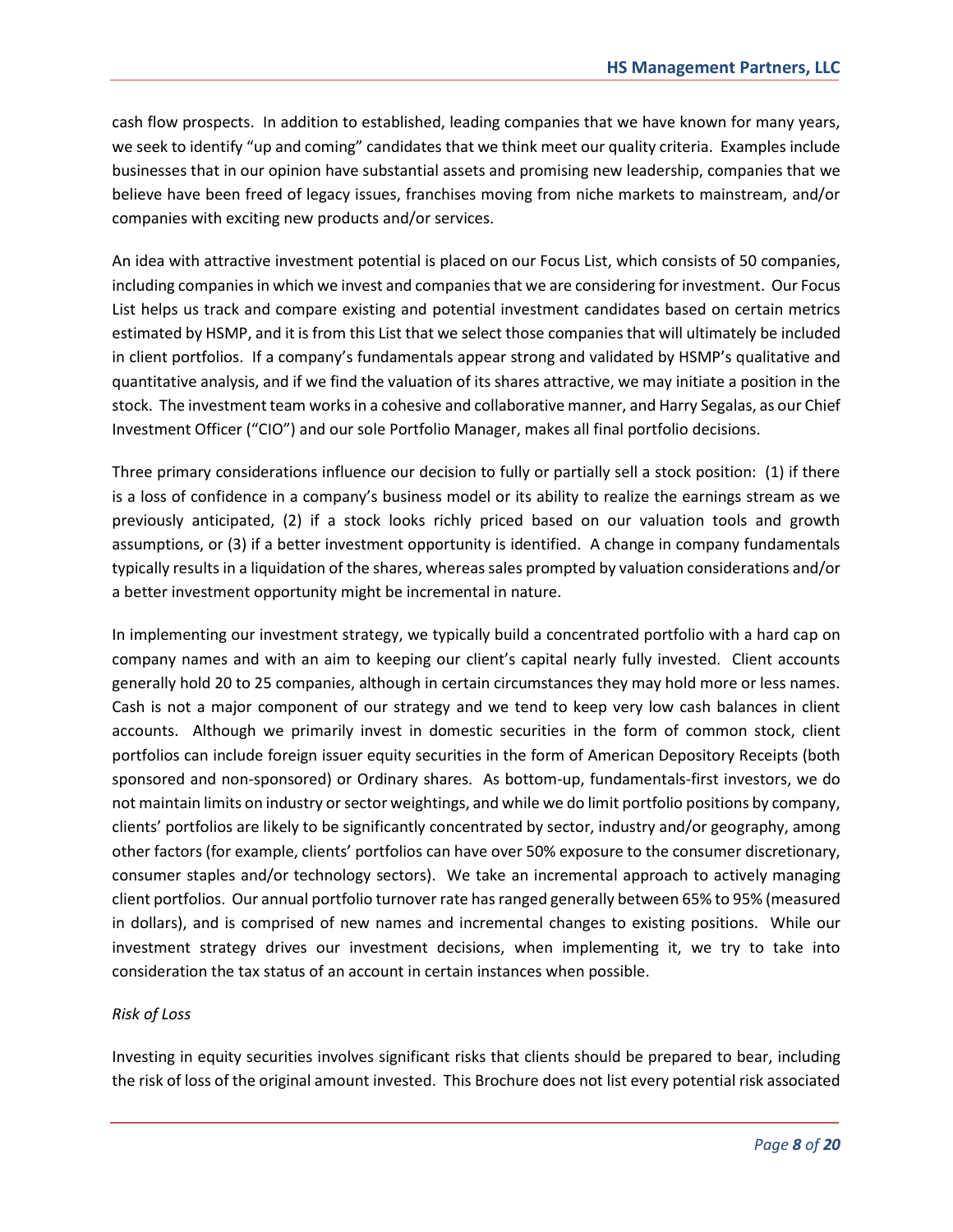cash flow prospects. In addition to established, leading companies that we have known for many years, we seek to identify "up and coming" candidates that we think meet our quality criteria. Examples include businesses that in our opinion have substantial assets and promising new leadership, companies that we believe have been freed of legacy issues, franchises moving from niche markets to mainstream, and/or companies with exciting new products and/or services.

An idea with attractive investment potential is placed on our Focus List, which consists of 50 companies, including companies in which we invest and companies that we are considering for investment. Our Focus List helps us track and compare existing and potential investment candidates based on certain metrics estimated by HSMP, and it is from this List that we select those companies that will ultimately be included in client portfolios. If a company's fundamentals appear strong and validated by HSMP's qualitative and quantitative analysis, and if we find the valuation of its shares attractive, we may initiate a position in the stock. The investment team works in a cohesive and collaborative manner, and Harry Segalas, as our Chief Investment Officer ("CIO") and our sole Portfolio Manager, makes all final portfolio decisions.

Three primary considerations influence our decision to fully or partially sell a stock position: (1) if there is a loss of confidence in a company's business model or its ability to realize the earnings stream as we previously anticipated, (2) if a stock looks richly priced based on our valuation tools and growth assumptions, or (3) if a better investment opportunity is identified. A change in company fundamentals typically results in a liquidation of the shares, whereas sales prompted by valuation considerations and/or a better investment opportunity might be incremental in nature.

In implementing our investment strategy, we typically build a concentrated portfolio with a hard cap on company names and with an aim to keeping our client's capital nearly fully invested. Client accounts generally hold 20 to 25 companies, although in certain circumstances they may hold more or less names. Cash is not a major component of our strategy and we tend to keep very low cash balances in client accounts. Although we primarily invest in domestic securities in the form of common stock, client portfolios can include foreign issuer equity securities in the form of American Depository Receipts (both sponsored and non-sponsored) or Ordinary shares. As bottom-up, fundamentals-first investors, we do not maintain limits on industry or sector weightings, and while we do limit portfolio positions by company, clients' portfolios are likely to be significantly concentrated by sector, industry and/or geography, among other factors (for example, clients' portfolios can have over 50% exposure to the consumer discretionary, consumer staples and/or technology sectors). We take an incremental approach to actively managing client portfolios. Our annual portfolio turnover rate has ranged generally between 65% to 95% (measured in dollars), and is comprised of new names and incremental changes to existing positions. While our investment strategy drives our investment decisions, when implementing it, we try to take into consideration the tax status of an account in certain instances when possible.

*Risk of Loss*

Investing in equity securities involves significant risks that clients should be prepared to bear, including the risk of loss of the original amount invested. This Brochure does not list every potential risk associated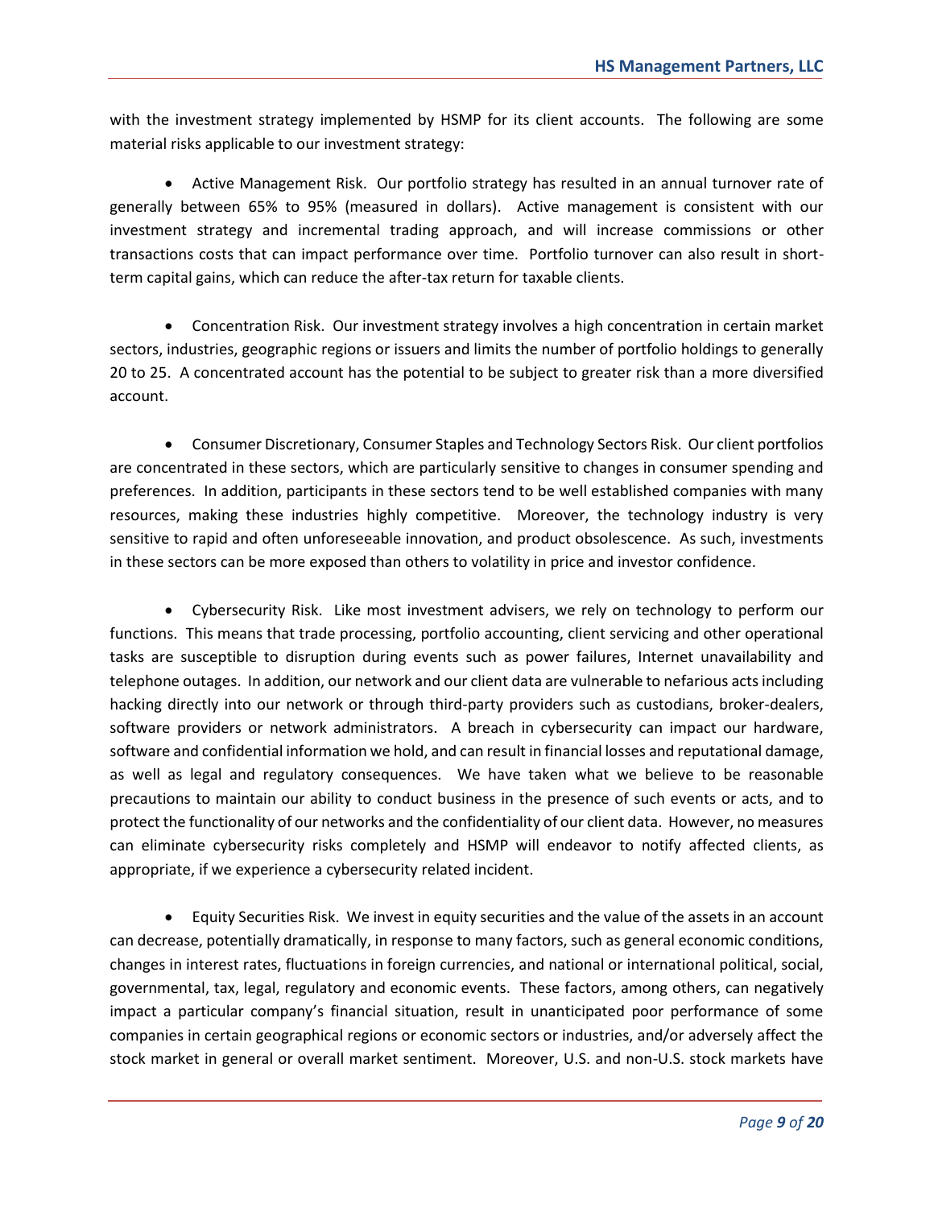with the investment strategy implemented by HSMP for its client accounts. The following are some material risks applicable to our investment strategy:

- Active Management Risk. Our portfolio strategy has resulted in an annual turnover rate of generally between 65% to 95% (measured in dollars). Active management is consistent with our investment strategy and incremental trading approach, and will increase commissions or other transactions costs that can impact performance over time. Portfolio turnover can also result in short-term capital gains, which can reduce the after-tax return for taxable clients.

- Concentration Risk. Our investment strategy involves a high concentration in certain market sectors, industries, geographic regions or issuers and limits the number of portfolio holdings to generally 20 to 25. A concentrated account has the potential to be subject to greater risk than a more diversified account.

- Consumer Discretionary, Consumer Staples and Technology Sectors Risk. Our client portfolios are concentrated in these sectors, which are particularly sensitive to changes in consumer spending and preferences. In addition, participants in these sectors tend to be well established companies with many resources, making these industries highly competitive. Moreover, the technology industry is very sensitive to rapid and often unforeseeable innovation, and product obsolescence. As such, investments in these sectors can be more exposed than others to volatility in price and investor confidence.

- Cybersecurity Risk. Like most investment advisers, we rely on technology to perform our functions. This means that trade processing, portfolio accounting, client servicing and other operational tasks are susceptible to disruption during events such as power failures, Internet unavailability and telephone outages. In addition, our network and our client data are vulnerable to nefarious acts including hacking directly into our network or through third-party providers such as custodians, broker-dealers, software providers or network administrators. A breach in cybersecurity can impact our hardware, software and confidential information we hold, and can result in financial losses and reputational damage, as well as legal and regulatory consequences. We have taken what we believe to be reasonable precautions to maintain our ability to conduct business in the presence of such events or acts, and to protect the functionality of our networks and the confidentiality of our client data. However, no measures can eliminate cybersecurity risks completely and HSMP will endeavor to notify affected clients, as appropriate, if we experience a cybersecurity related incident.

- Equity Securities Risk. We invest in equity securities and the value of the assets in an account can decrease, potentially dramatically, in response to many factors, such as general economic conditions, changes in interest rates, fluctuations in foreign currencies, and national or international political, social, governmental, tax, legal, regulatory and economic events. These factors, among others, can negatively impact a particular company's financial situation, result in unanticipated poor performance of some companies in certain geographical regions or economic sectors or industries, and/or adversely affect the stock market in general or overall market sentiment. Moreover, U.S. and non-U.S. stock markets have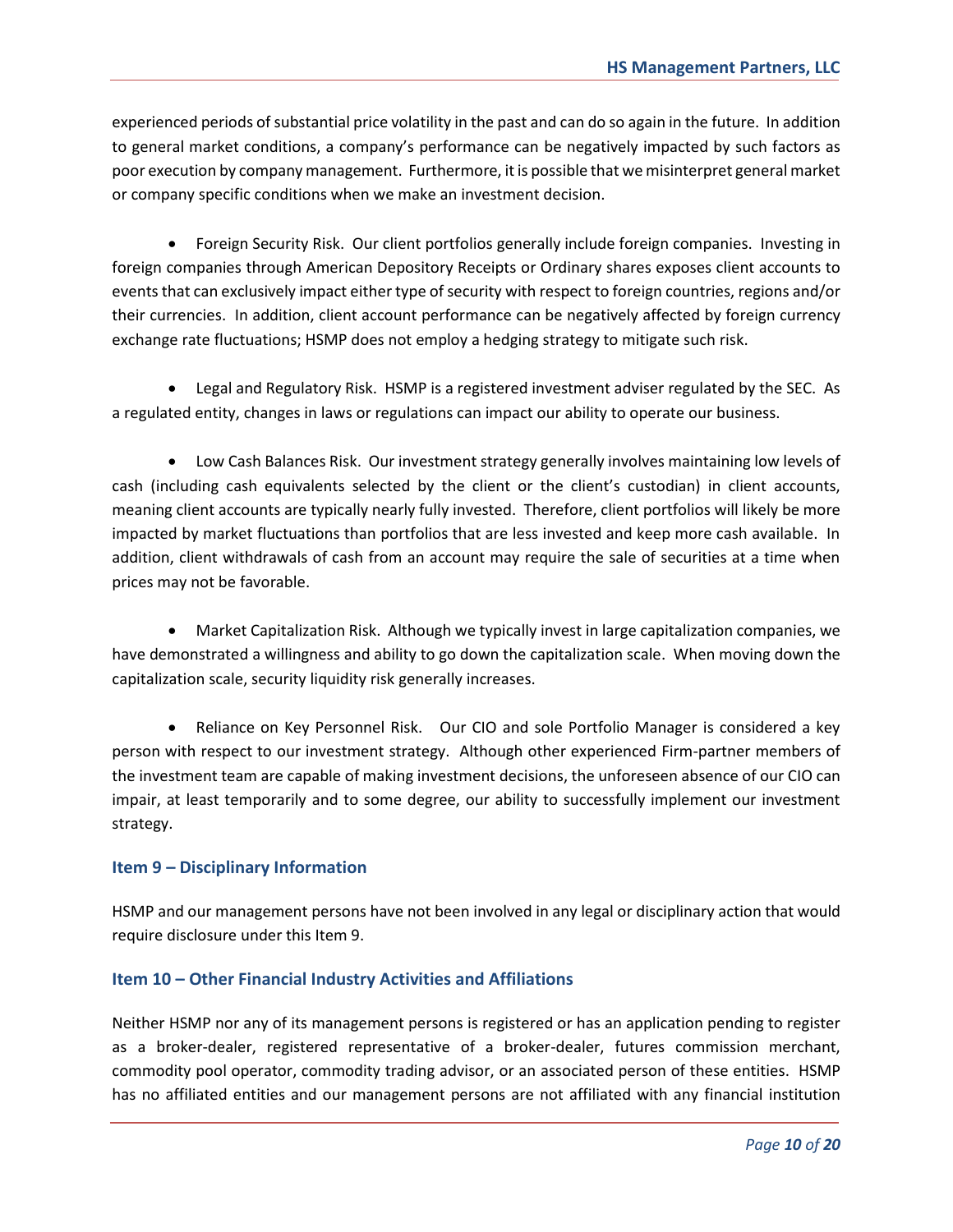experienced periods of substantial price volatility in the past and can do so again in the future. In addition to general market conditions, a company's performance can be negatively impacted by such factors as poor execution by company management. Furthermore, it is possible that we misinterpret general market or company specific conditions when we make an investment decision.

- Foreign Security Risk. Our client portfolios generally include foreign companies. Investing in foreign companies through American Depository Receipts or Ordinary shares exposes client accounts to events that can exclusively impact either type of security with respect to foreign countries, regions and/or their currencies. In addition, client account performance can be negatively affected by foreign currency exchange rate fluctuations; HSMP does not employ a hedging strategy to mitigate such risk.

- Legal and Regulatory Risk. HSMP is a registered investment adviser regulated by the SEC. As a regulated entity, changes in laws or regulations can impact our ability to operate our business.

- Low Cash Balances Risk. Our investment strategy generally involves maintaining low levels of cash (including cash equivalents selected by the client or the client's custodian) in client accounts, meaning client accounts are typically nearly fully invested. Therefore, client portfolios will likely be more impacted by market fluctuations than portfolios that are less invested and keep more cash available. In addition, client withdrawals of cash from an account may require the sale of securities at a time when prices may not be favorable.

- Market Capitalization Risk. Although we typically invest in large capitalization companies, we have demonstrated a willingness and ability to go down the capitalization scale. When moving down the capitalization scale, security liquidity risk generally increases.

- Reliance on Key Personnel Risk. Our CIO and sole Portfolio Manager is considered a key person with respect to our investment strategy. Although other experienced Firm-partner members of the investment team are capable of making investment decisions, the unforeseen absence of our CIO can impair, at least temporarily and to some degree, our ability to successfully implement our investment strategy.

## Item 9 – Disciplinary Information

HSMP and our management persons have not been involved in any legal or disciplinary action that would require disclosure under this Item 9.

## Item 10 – Other Financial Industry Activities and Affiliations

Neither HSMP nor any of its management persons is registered or has an application pending to register as a broker-dealer, registered representative of a broker-dealer, futures commission merchant, commodity pool operator, commodity trading advisor, or an associated person of these entities. HSMP has no affiliated entities and our management persons are not affiliated with any financial institution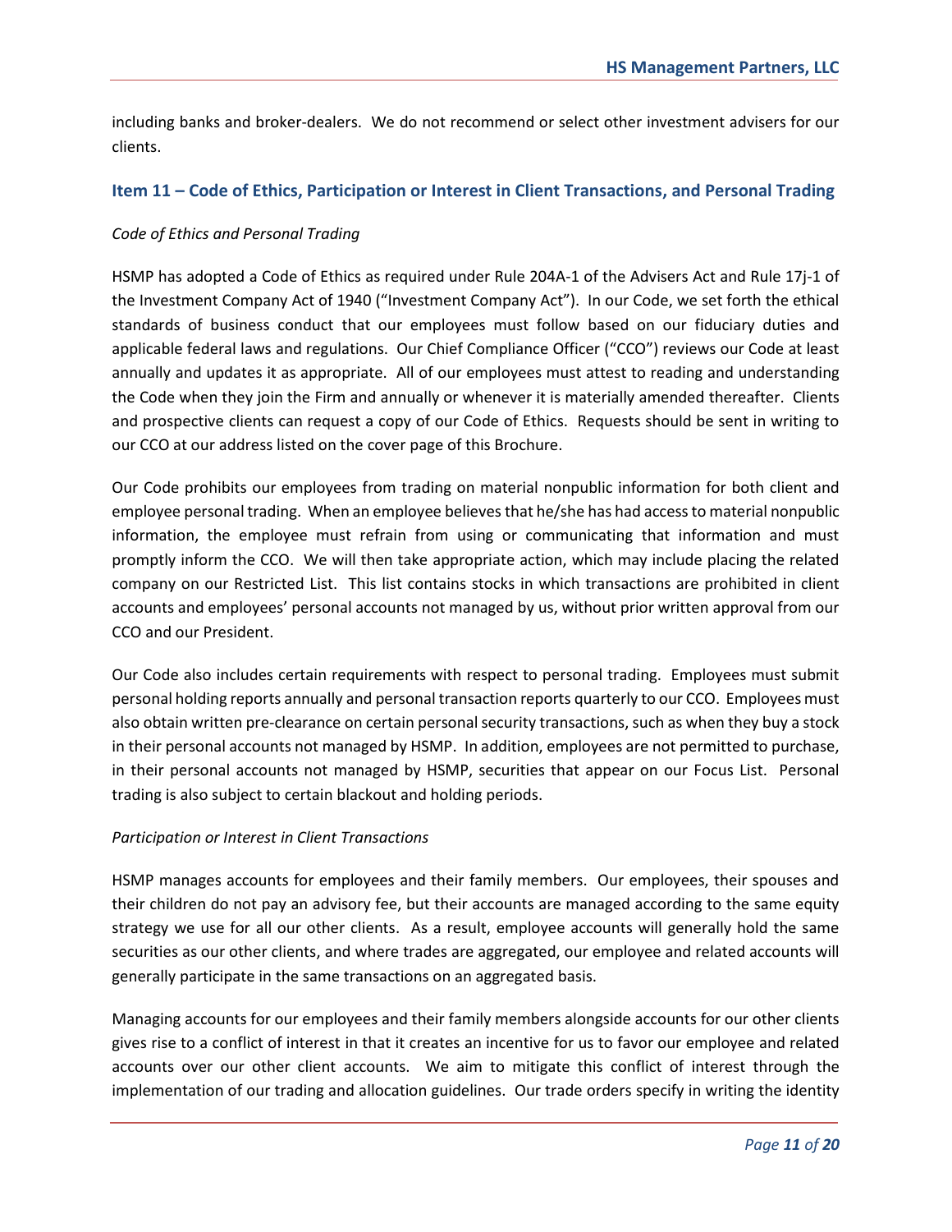including banks and broker-dealers. We do not recommend or select other investment advisers for our clients.

## Item 11 – Code of Ethics, Participation or Interest in Client Transactions, and Personal Trading

*Code of Ethics and Personal Trading*

HSMP has adopted a Code of Ethics as required under Rule 204A-1 of the Advisers Act and Rule 17j-1 of the Investment Company Act of 1940 ("Investment Company Act"). In our Code, we set forth the ethical standards of business conduct that our employees must follow based on our fiduciary duties and applicable federal laws and regulations. Our Chief Compliance Officer ("CCO") reviews our Code at least annually and updates it as appropriate. All of our employees must attest to reading and understanding the Code when they join the Firm and annually or whenever it is materially amended thereafter. Clients and prospective clients can request a copy of our Code of Ethics. Requests should be sent in writing to our CCO at our address listed on the cover page of this Brochure.

Our Code prohibits our employees from trading on material nonpublic information for both client and employee personal trading. When an employee believes that he/she has had access to material nonpublic information, the employee must refrain from using or communicating that information and must promptly inform the CCO. We will then take appropriate action, which may include placing the related company on our Restricted List. This list contains stocks in which transactions are prohibited in client accounts and employees' personal accounts not managed by us, without prior written approval from our CCO and our President.

Our Code also includes certain requirements with respect to personal trading. Employees must submit personal holding reports annually and personal transaction reports quarterly to our CCO. Employees must also obtain written pre-clearance on certain personal security transactions, such as when they buy a stock in their personal accounts not managed by HSMP. In addition, employees are not permitted to purchase, in their personal accounts not managed by HSMP, securities that appear on our Focus List. Personal trading is also subject to certain blackout and holding periods.

*Participation or Interest in Client Transactions*

HSMP manages accounts for employees and their family members. Our employees, their spouses and their children do not pay an advisory fee, but their accounts are managed according to the same equity strategy we use for all our other clients. As a result, employee accounts will generally hold the same securities as our other clients, and where trades are aggregated, our employee and related accounts will generally participate in the same transactions on an aggregated basis.

Managing accounts for our employees and their family members alongside accounts for our other clients gives rise to a conflict of interest in that it creates an incentive for us to favor our employee and related accounts over our other client accounts. We aim to mitigate this conflict of interest through the implementation of our trading and allocation guidelines. Our trade orders specify in writing the identity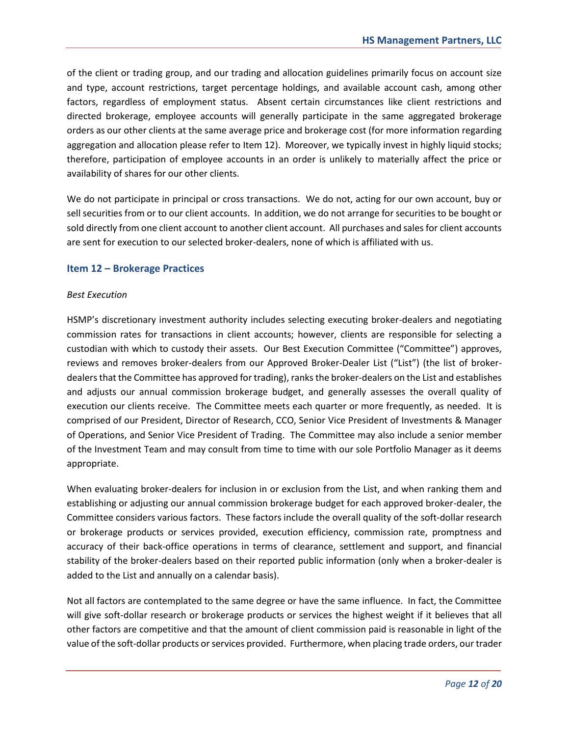of the client or trading group, and our trading and allocation guidelines primarily focus on account size and type, account restrictions, target percentage holdings, and available account cash, among other factors, regardless of employment status. Absent certain circumstances like client restrictions and directed brokerage, employee accounts will generally participate in the same aggregated brokerage orders as our other clients at the same average price and brokerage cost (for more information regarding aggregation and allocation please refer to Item 12). Moreover, we typically invest in highly liquid stocks; therefore, participation of employee accounts in an order is unlikely to materially affect the price or availability of shares for our other clients.

We do not participate in principal or cross transactions. We do not, acting for our own account, buy or sell securities from or to our client accounts. In addition, we do not arrange for securities to be bought or sold directly from one client account to another client account. All purchases and sales for client accounts are sent for execution to our selected broker-dealers, none of which is affiliated with us.

## Item 12 – Brokerage Practices

*Best Execution*

HSMP's discretionary investment authority includes selecting executing broker-dealers and negotiating commission rates for transactions in client accounts; however, clients are responsible for selecting a custodian with which to custody their assets. Our Best Execution Committee ("Committee") approves, reviews and removes broker-dealers from our Approved Broker-Dealer List ("List") (the list of broker-dealers that the Committee has approved for trading), ranks the broker-dealers on the List and establishes and adjusts our annual commission brokerage budget, and generally assesses the overall quality of execution our clients receive. The Committee meets each quarter or more frequently, as needed. It is comprised of our President, Director of Research, CCO, Senior Vice President of Investments & Manager of Operations, and Senior Vice President of Trading. The Committee may also include a senior member of the Investment Team and may consult from time to time with our sole Portfolio Manager as it deems appropriate.

When evaluating broker-dealers for inclusion in or exclusion from the List, and when ranking them and establishing or adjusting our annual commission brokerage budget for each approved broker-dealer, the Committee considers various factors. These factors include the overall quality of the soft-dollar research or brokerage products or services provided, execution efficiency, commission rate, promptness and accuracy of their back-office operations in terms of clearance, settlement and support, and financial stability of the broker-dealers based on their reported public information (only when a broker-dealer is added to the List and annually on a calendar basis).

Not all factors are contemplated to the same degree or have the same influence. In fact, the Committee will give soft-dollar research or brokerage products or services the highest weight if it believes that all other factors are competitive and that the amount of client commission paid is reasonable in light of the value of the soft-dollar products or services provided. Furthermore, when placing trade orders, our trader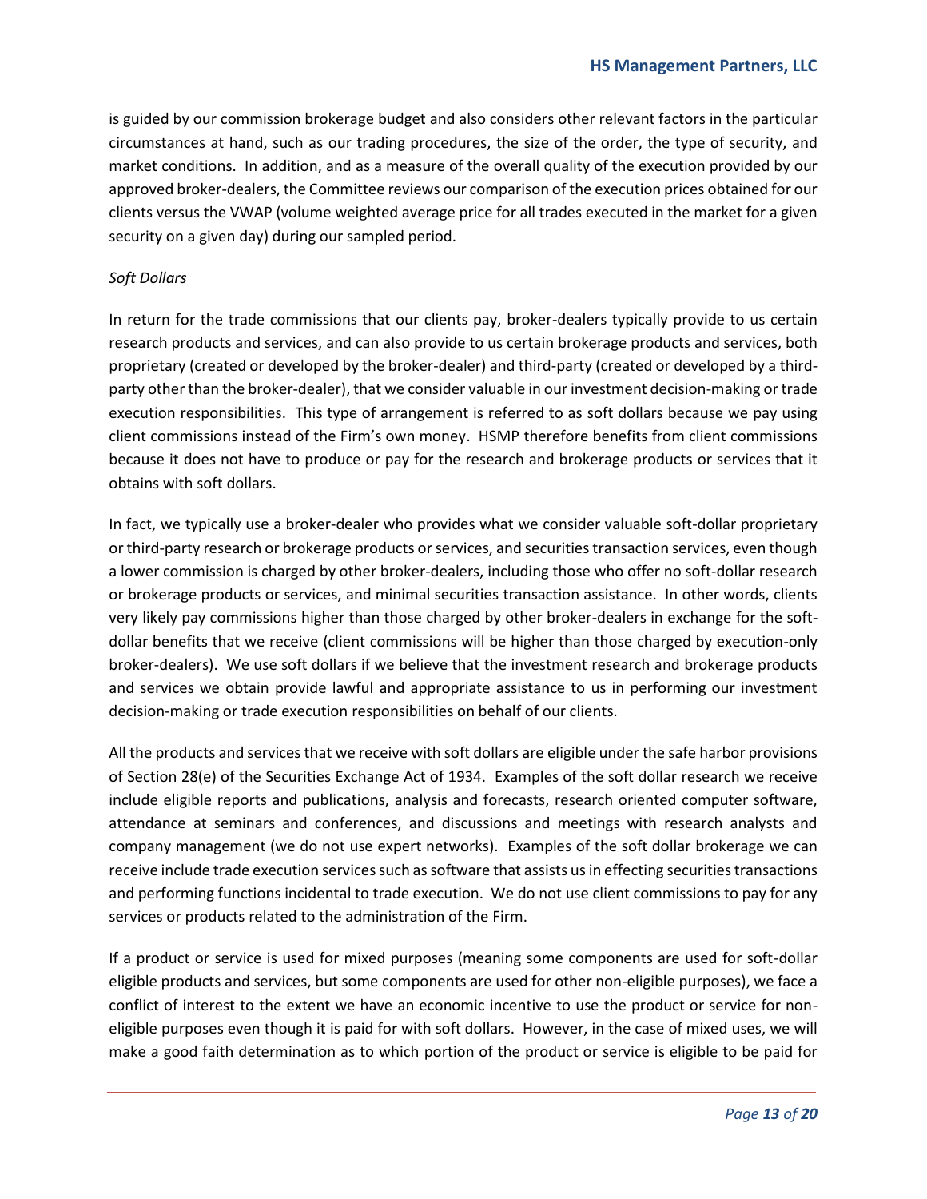is guided by our commission brokerage budget and also considers other relevant factors in the particular circumstances at hand, such as our trading procedures, the size of the order, the type of security, and market conditions. In addition, and as a measure of the overall quality of the execution provided by our approved broker-dealers, the Committee reviews our comparison of the execution prices obtained for our clients versus the VWAP (volume weighted average price for all trades executed in the market for a given security on a given day) during our sampled period.

*Soft Dollars*

In return for the trade commissions that our clients pay, broker-dealers typically provide to us certain research products and services, and can also provide to us certain brokerage products and services, both proprietary (created or developed by the broker-dealer) and third-party (created or developed by a third-party other than the broker-dealer), that we consider valuable in our investment decision-making or trade execution responsibilities. This type of arrangement is referred to as soft dollars because we pay using client commissions instead of the Firm's own money. HSMP therefore benefits from client commissions because it does not have to produce or pay for the research and brokerage products or services that it obtains with soft dollars.

In fact, we typically use a broker-dealer who provides what we consider valuable soft-dollar proprietary or third-party research or brokerage products or services, and securities transaction services, even though a lower commission is charged by other broker-dealers, including those who offer no soft-dollar research or brokerage products or services, and minimal securities transaction assistance. In other words, clients very likely pay commissions higher than those charged by other broker-dealers in exchange for the soft-dollar benefits that we receive (client commissions will be higher than those charged by execution-only broker-dealers). We use soft dollars if we believe that the investment research and brokerage products and services we obtain provide lawful and appropriate assistance to us in performing our investment decision-making or trade execution responsibilities on behalf of our clients.

All the products and services that we receive with soft dollars are eligible under the safe harbor provisions of Section 28(e) of the Securities Exchange Act of 1934. Examples of the soft dollar research we receive include eligible reports and publications, analysis and forecasts, research oriented computer software, attendance at seminars and conferences, and discussions and meetings with research analysts and company management (we do not use expert networks). Examples of the soft dollar brokerage we can receive include trade execution services such as software that assists us in effecting securities transactions and performing functions incidental to trade execution. We do not use client commissions to pay for any services or products related to the administration of the Firm.

If a product or service is used for mixed purposes (meaning some components are used for soft-dollar eligible products and services, but some components are used for other non-eligible purposes), we face a conflict of interest to the extent we have an economic incentive to use the product or service for non-eligible purposes even though it is paid for with soft dollars. However, in the case of mixed uses, we will make a good faith determination as to which portion of the product or service is eligible to be paid for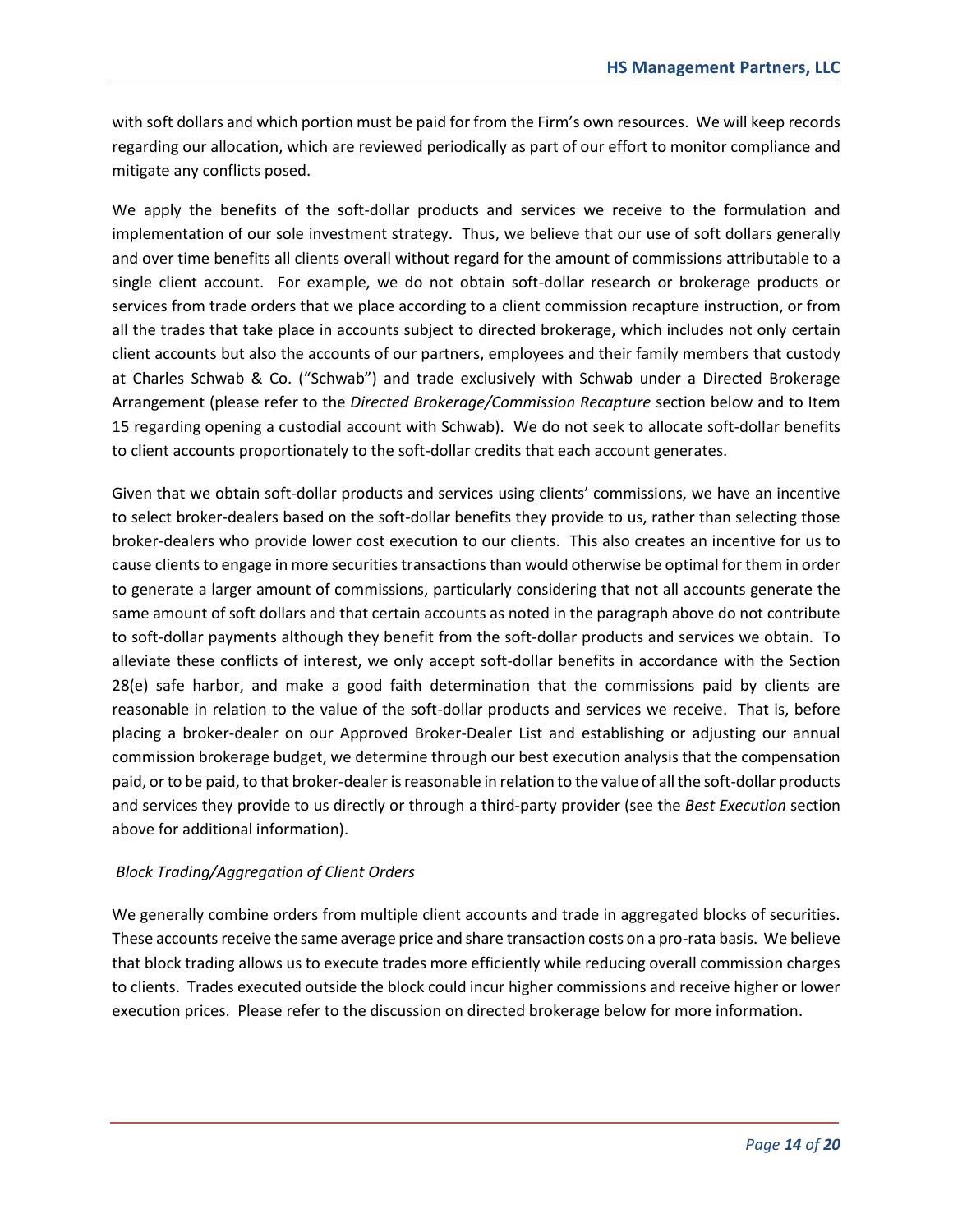with soft dollars and which portion must be paid for from the Firm's own resources. We will keep records regarding our allocation, which are reviewed periodically as part of our effort to monitor compliance and mitigate any conflicts posed.

We apply the benefits of the soft-dollar products and services we receive to the formulation and implementation of our sole investment strategy. Thus, we believe that our use of soft dollars generally and over time benefits all clients overall without regard for the amount of commissions attributable to a single client account. For example, we do not obtain soft-dollar research or brokerage products or services from trade orders that we place according to a client commission recapture instruction, or from all the trades that take place in accounts subject to directed brokerage, which includes not only certain client accounts but also the accounts of our partners, employees and their family members that custody at Charles Schwab & Co. ("Schwab") and trade exclusively with Schwab under a Directed Brokerage Arrangement (please refer to the *Directed Brokerage/Commission Recapture* section below and to Item 15 regarding opening a custodial account with Schwab). We do not seek to allocate soft-dollar benefits to client accounts proportionately to the soft-dollar credits that each account generates.

Given that we obtain soft-dollar products and services using clients' commissions, we have an incentive to select broker-dealers based on the soft-dollar benefits they provide to us, rather than selecting those broker-dealers who provide lower cost execution to our clients. This also creates an incentive for us to cause clients to engage in more securities transactions than would otherwise be optimal for them in order to generate a larger amount of commissions, particularly considering that not all accounts generate the same amount of soft dollars and that certain accounts as noted in the paragraph above do not contribute to soft-dollar payments although they benefit from the soft-dollar products and services we obtain. To alleviate these conflicts of interest, we only accept soft-dollar benefits in accordance with the Section 28(e) safe harbor, and make a good faith determination that the commissions paid by clients are reasonable in relation to the value of the soft-dollar products and services we receive. That is, before placing a broker-dealer on our Approved Broker-Dealer List and establishing or adjusting our annual commission brokerage budget, we determine through our best execution analysis that the compensation paid, or to be paid, to that broker-dealer is reasonable in relation to the value of all the soft-dollar products and services they provide to us directly or through a third-party provider (see the *Best Execution* section above for additional information).

*Block Trading/Aggregation of Client Orders*

We generally combine orders from multiple client accounts and trade in aggregated blocks of securities. These accounts receive the same average price and share transaction costs on a pro-rata basis. We believe that block trading allows us to execute trades more efficiently while reducing overall commission charges to clients. Trades executed outside the block could incur higher commissions and receive higher or lower execution prices. Please refer to the discussion on directed brokerage below for more information.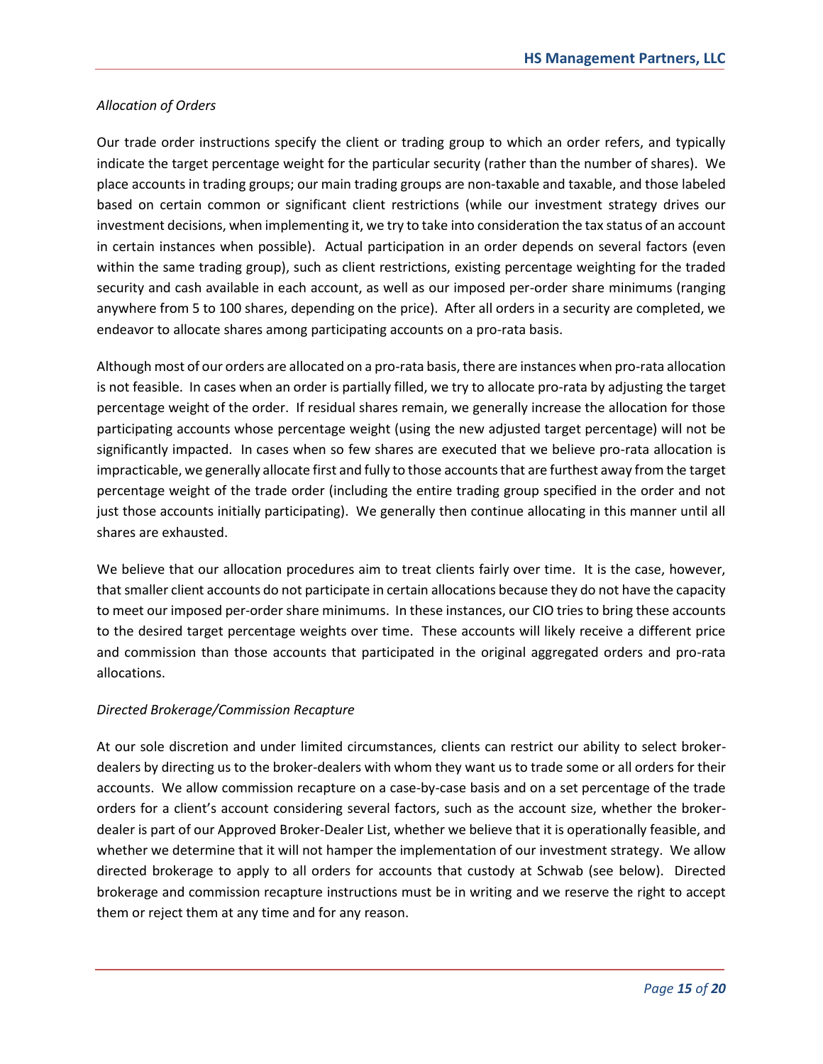*Allocation of Orders*

Our trade order instructions specify the client or trading group to which an order refers, and typically indicate the target percentage weight for the particular security (rather than the number of shares). We place accounts in trading groups; our main trading groups are non-taxable and taxable, and those labeled based on certain common or significant client restrictions (while our investment strategy drives our investment decisions, when implementing it, we try to take into consideration the tax status of an account in certain instances when possible). Actual participation in an order depends on several factors (even within the same trading group), such as client restrictions, existing percentage weighting for the traded security and cash available in each account, as well as our imposed per-order share minimums (ranging anywhere from 5 to 100 shares, depending on the price). After all orders in a security are completed, we endeavor to allocate shares among participating accounts on a pro-rata basis.

Although most of our orders are allocated on a pro-rata basis, there are instances when pro-rata allocation is not feasible. In cases when an order is partially filled, we try to allocate pro-rata by adjusting the target percentage weight of the order. If residual shares remain, we generally increase the allocation for those participating accounts whose percentage weight (using the new adjusted target percentage) will not be significantly impacted. In cases when so few shares are executed that we believe pro-rata allocation is impracticable, we generally allocate first and fully to those accounts that are furthest away from the target percentage weight of the trade order (including the entire trading group specified in the order and not just those accounts initially participating). We generally then continue allocating in this manner until all shares are exhausted.

We believe that our allocation procedures aim to treat clients fairly over time. It is the case, however, that smaller client accounts do not participate in certain allocations because they do not have the capacity to meet our imposed per-order share minimums. In these instances, our CIO tries to bring these accounts to the desired target percentage weights over time. These accounts will likely receive a different price and commission than those accounts that participated in the original aggregated orders and pro-rata allocations.

*Directed Brokerage/Commission Recapture*

At our sole discretion and under limited circumstances, clients can restrict our ability to select broker-dealers by directing us to the broker-dealers with whom they want us to trade some or all orders for their accounts. We allow commission recapture on a case-by-case basis and on a set percentage of the trade orders for a client's account considering several factors, such as the account size, whether the broker-dealer is part of our Approved Broker-Dealer List, whether we believe that it is operationally feasible, and whether we determine that it will not hamper the implementation of our investment strategy. We allow directed brokerage to apply to all orders for accounts that custody at Schwab (see below). Directed brokerage and commission recapture instructions must be in writing and we reserve the right to accept them or reject them at any time and for any reason.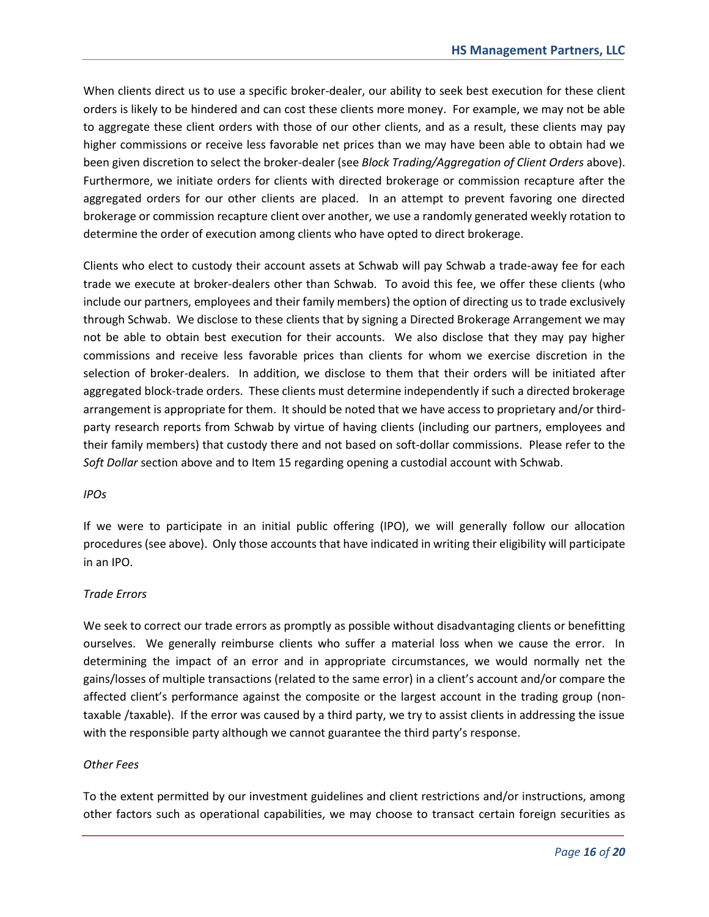When clients direct us to use a specific broker-dealer, our ability to seek best execution for these client orders is likely to be hindered and can cost these clients more money. For example, we may not be able to aggregate these client orders with those of our other clients, and as a result, these clients may pay higher commissions or receive less favorable net prices than we may have been able to obtain had we been given discretion to select the broker-dealer (see *Block Trading/Aggregation of Client Orders* above). Furthermore, we initiate orders for clients with directed brokerage or commission recapture after the aggregated orders for our other clients are placed. In an attempt to prevent favoring one directed brokerage or commission recapture client over another, we use a randomly generated weekly rotation to determine the order of execution among clients who have opted to direct brokerage.

Clients who elect to custody their account assets at Schwab will pay Schwab a trade-away fee for each trade we execute at broker-dealers other than Schwab. To avoid this fee, we offer these clients (who include our partners, employees and their family members) the option of directing us to trade exclusively through Schwab. We disclose to these clients that by signing a Directed Brokerage Arrangement we may not be able to obtain best execution for their accounts. We also disclose that they may pay higher commissions and receive less favorable prices than clients for whom we exercise discretion in the selection of broker-dealers. In addition, we disclose to them that their orders will be initiated after aggregated block-trade orders. These clients must determine independently if such a directed brokerage arrangement is appropriate for them. It should be noted that we have access to proprietary and/or third-party research reports from Schwab by virtue of having clients (including our partners, employees and their family members) that custody there and not based on soft-dollar commissions. Please refer to the *Soft Dollar* section above and to Item 15 regarding opening a custodial account with Schwab.

*IPOs*

If we were to participate in an initial public offering (IPO), we will generally follow our allocation procedures (see above). Only those accounts that have indicated in writing their eligibility will participate in an IPO.

*Trade Errors*

We seek to correct our trade errors as promptly as possible without disadvantaging clients or benefitting ourselves. We generally reimburse clients who suffer a material loss when we cause the error. In determining the impact of an error and in appropriate circumstances, we would normally net the gains/losses of multiple transactions (related to the same error) in a client's account and/or compare the affected client's performance against the composite or the largest account in the trading group (non-taxable /taxable). If the error was caused by a third party, we try to assist clients in addressing the issue with the responsible party although we cannot guarantee the third party's response.

*Other Fees*

To the extent permitted by our investment guidelines and client restrictions and/or instructions, among other factors such as operational capabilities, we may choose to transact certain foreign securities as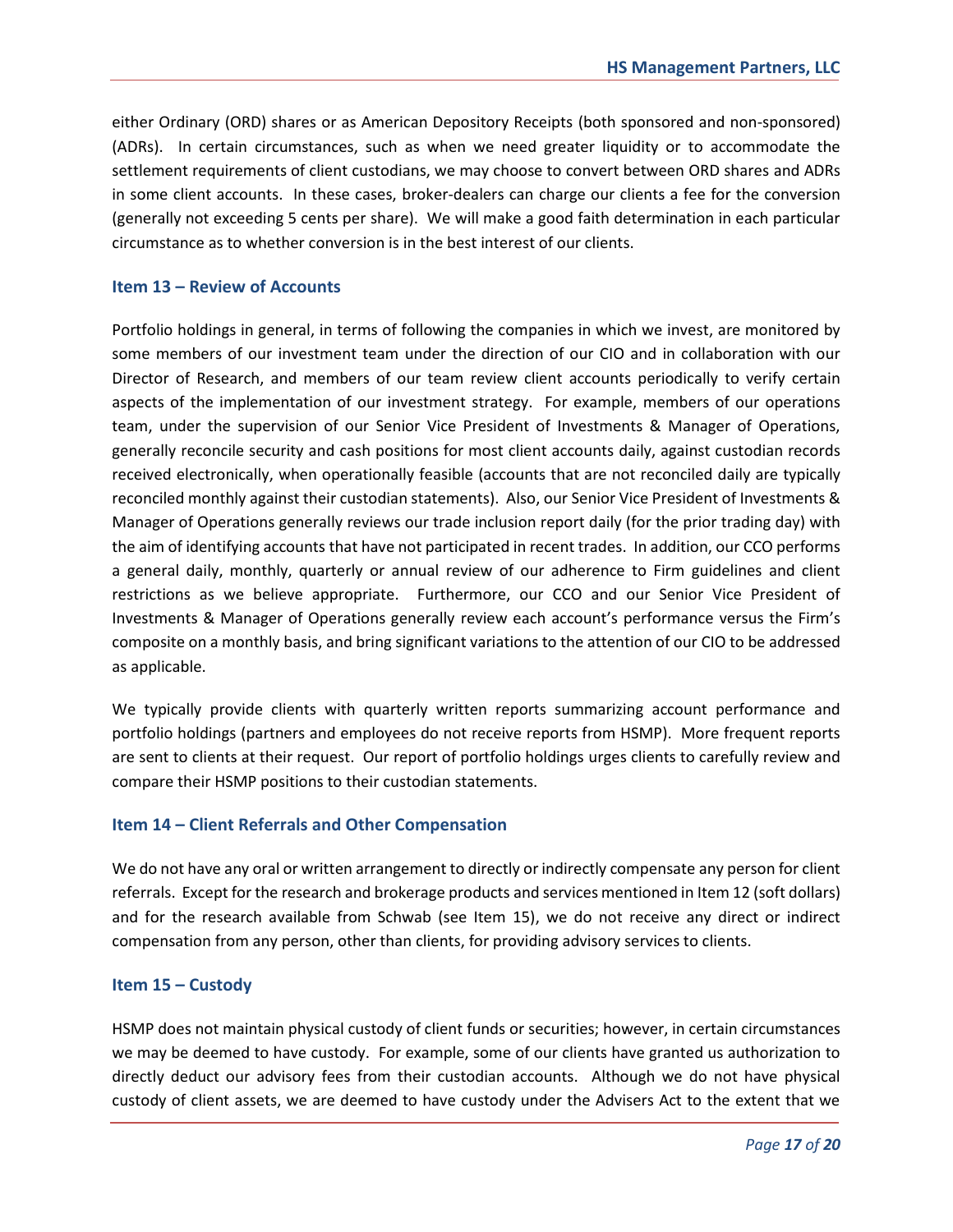either Ordinary (ORD) shares or as American Depository Receipts (both sponsored and non-sponsored) (ADRs). In certain circumstances, such as when we need greater liquidity or to accommodate the settlement requirements of client custodians, we may choose to convert between ORD shares and ADRs in some client accounts. In these cases, broker-dealers can charge our clients a fee for the conversion (generally not exceeding 5 cents per share). We will make a good faith determination in each particular circumstance as to whether conversion is in the best interest of our clients.

## Item 13 – Review of Accounts

Portfolio holdings in general, in terms of following the companies in which we invest, are monitored by some members of our investment team under the direction of our CIO and in collaboration with our Director of Research, and members of our team review client accounts periodically to verify certain aspects of the implementation of our investment strategy. For example, members of our operations team, under the supervision of our Senior Vice President of Investments & Manager of Operations, generally reconcile security and cash positions for most client accounts daily, against custodian records received electronically, when operationally feasible (accounts that are not reconciled daily are typically reconciled monthly against their custodian statements). Also, our Senior Vice President of Investments & Manager of Operations generally reviews our trade inclusion report daily (for the prior trading day) with the aim of identifying accounts that have not participated in recent trades. In addition, our CCO performs a general daily, monthly, quarterly or annual review of our adherence to Firm guidelines and client restrictions as we believe appropriate. Furthermore, our CCO and our Senior Vice President of Investments & Manager of Operations generally review each account's performance versus the Firm's composite on a monthly basis, and bring significant variations to the attention of our CIO to be addressed as applicable.

We typically provide clients with quarterly written reports summarizing account performance and portfolio holdings (partners and employees do not receive reports from HSMP). More frequent reports are sent to clients at their request. Our report of portfolio holdings urges clients to carefully review and compare their HSMP positions to their custodian statements.

## Item 14 – Client Referrals and Other Compensation

We do not have any oral or written arrangement to directly or indirectly compensate any person for client referrals. Except for the research and brokerage products and services mentioned in Item 12 (soft dollars) and for the research available from Schwab (see Item 15), we do not receive any direct or indirect compensation from any person, other than clients, for providing advisory services to clients.

## Item 15 – Custody

HSMP does not maintain physical custody of client funds or securities; however, in certain circumstances we may be deemed to have custody. For example, some of our clients have granted us authorization to directly deduct our advisory fees from their custodian accounts. Although we do not have physical custody of client assets, we are deemed to have custody under the Advisers Act to the extent that we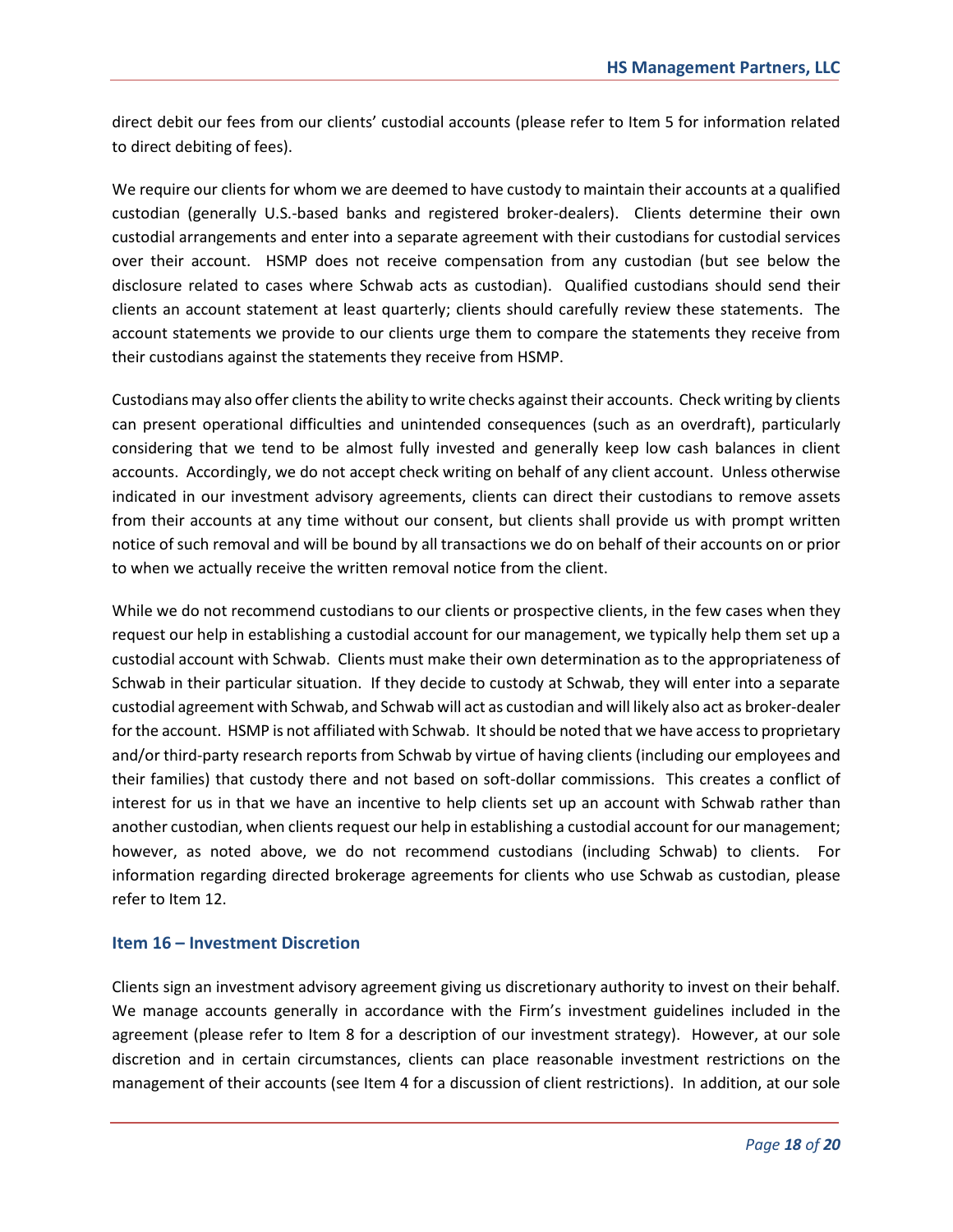direct debit our fees from our clients' custodial accounts (please refer to Item 5 for information related to direct debiting of fees).

We require our clients for whom we are deemed to have custody to maintain their accounts at a qualified custodian (generally U.S.-based banks and registered broker-dealers). Clients determine their own custodial arrangements and enter into a separate agreement with their custodians for custodial services over their account. HSMP does not receive compensation from any custodian (but see below the disclosure related to cases where Schwab acts as custodian). Qualified custodians should send their clients an account statement at least quarterly; clients should carefully review these statements. The account statements we provide to our clients urge them to compare the statements they receive from their custodians against the statements they receive from HSMP.

Custodians may also offer clients the ability to write checks against their accounts. Check writing by clients can present operational difficulties and unintended consequences (such as an overdraft), particularly considering that we tend to be almost fully invested and generally keep low cash balances in client accounts. Accordingly, we do not accept check writing on behalf of any client account. Unless otherwise indicated in our investment advisory agreements, clients can direct their custodians to remove assets from their accounts at any time without our consent, but clients shall provide us with prompt written notice of such removal and will be bound by all transactions we do on behalf of their accounts on or prior to when we actually receive the written removal notice from the client.

While we do not recommend custodians to our clients or prospective clients, in the few cases when they request our help in establishing a custodial account for our management, we typically help them set up a custodial account with Schwab. Clients must make their own determination as to the appropriateness of Schwab in their particular situation. If they decide to custody at Schwab, they will enter into a separate custodial agreement with Schwab, and Schwab will act as custodian and will likely also act as broker-dealer for the account. HSMP is not affiliated with Schwab. It should be noted that we have access to proprietary and/or third-party research reports from Schwab by virtue of having clients (including our employees and their families) that custody there and not based on soft-dollar commissions. This creates a conflict of interest for us in that we have an incentive to help clients set up an account with Schwab rather than another custodian, when clients request our help in establishing a custodial account for our management; however, as noted above, we do not recommend custodians (including Schwab) to clients. For information regarding directed brokerage agreements for clients who use Schwab as custodian, please refer to Item 12.

## Item 16 – Investment Discretion

Clients sign an investment advisory agreement giving us discretionary authority to invest on their behalf. We manage accounts generally in accordance with the Firm's investment guidelines included in the agreement (please refer to Item 8 for a description of our investment strategy). However, at our sole discretion and in certain circumstances, clients can place reasonable investment restrictions on the management of their accounts (see Item 4 for a discussion of client restrictions). In addition, at our sole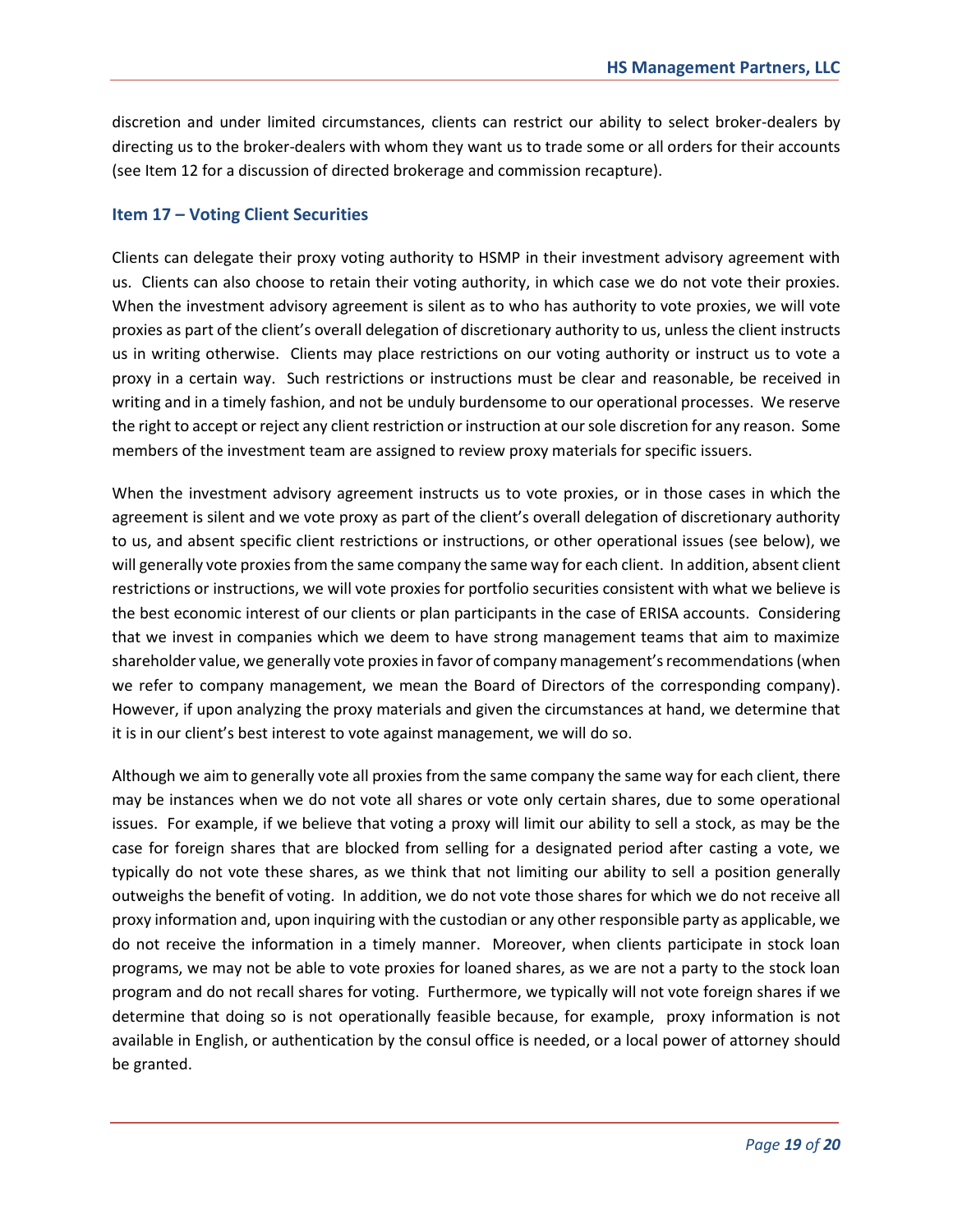discretion and under limited circumstances, clients can restrict our ability to select broker-dealers by directing us to the broker-dealers with whom they want us to trade some or all orders for their accounts (see Item 12 for a discussion of directed brokerage and commission recapture).

## Item 17 – Voting Client Securities

Clients can delegate their proxy voting authority to HSMP in their investment advisory agreement with us. Clients can also choose to retain their voting authority, in which case we do not vote their proxies. When the investment advisory agreement is silent as to who has authority to vote proxies, we will vote proxies as part of the client's overall delegation of discretionary authority to us, unless the client instructs us in writing otherwise. Clients may place restrictions on our voting authority or instruct us to vote a proxy in a certain way. Such restrictions or instructions must be clear and reasonable, be received in writing and in a timely fashion, and not be unduly burdensome to our operational processes. We reserve the right to accept or reject any client restriction or instruction at our sole discretion for any reason. Some members of the investment team are assigned to review proxy materials for specific issuers.

When the investment advisory agreement instructs us to vote proxies, or in those cases in which the agreement is silent and we vote proxy as part of the client's overall delegation of discretionary authority to us, and absent specific client restrictions or instructions, or other operational issues (see below), we will generally vote proxies from the same company the same way for each client. In addition, absent client restrictions or instructions, we will vote proxies for portfolio securities consistent with what we believe is the best economic interest of our clients or plan participants in the case of ERISA accounts. Considering that we invest in companies which we deem to have strong management teams that aim to maximize shareholder value, we generally vote proxies in favor of company management's recommendations (when we refer to company management, we mean the Board of Directors of the corresponding company). However, if upon analyzing the proxy materials and given the circumstances at hand, we determine that it is in our client's best interest to vote against management, we will do so.

Although we aim to generally vote all proxies from the same company the same way for each client, there may be instances when we do not vote all shares or vote only certain shares, due to some operational issues. For example, if we believe that voting a proxy will limit our ability to sell a stock, as may be the case for foreign shares that are blocked from selling for a designated period after casting a vote, we typically do not vote these shares, as we think that not limiting our ability to sell a position generally outweighs the benefit of voting. In addition, we do not vote those shares for which we do not receive all proxy information and, upon inquiring with the custodian or any other responsible party as applicable, we do not receive the information in a timely manner. Moreover, when clients participate in stock loan programs, we may not be able to vote proxies for loaned shares, as we are not a party to the stock loan program and do not recall shares for voting. Furthermore, we typically will not vote foreign shares if we determine that doing so is not operationally feasible because, for example, proxy information is not available in English, or authentication by the consul office is needed, or a local power of attorney should be granted.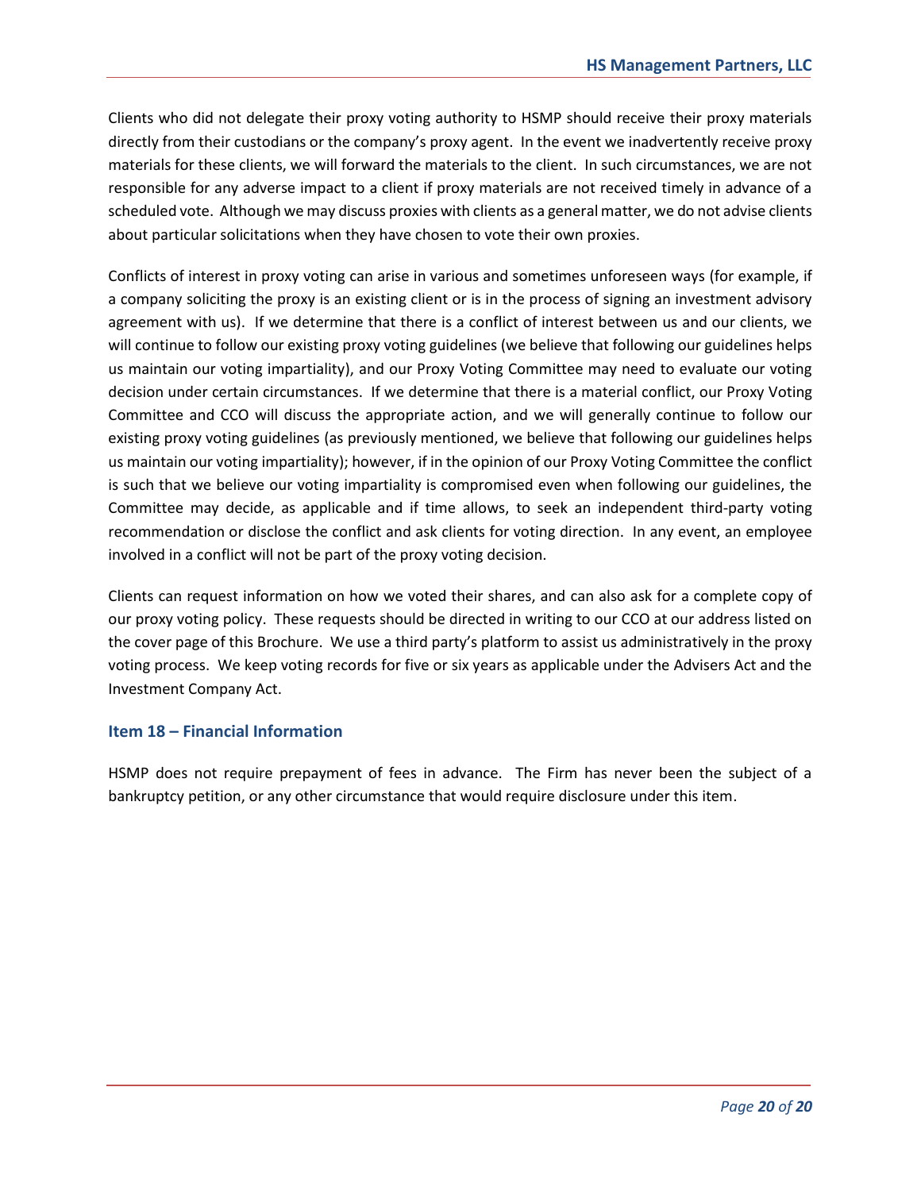Clients who did not delegate their proxy voting authority to HSMP should receive their proxy materials directly from their custodians or the company's proxy agent. In the event we inadvertently receive proxy materials for these clients, we will forward the materials to the client. In such circumstances, we are not responsible for any adverse impact to a client if proxy materials are not received timely in advance of a scheduled vote. Although we may discuss proxies with clients as a general matter, we do not advise clients about particular solicitations when they have chosen to vote their own proxies.

Conflicts of interest in proxy voting can arise in various and sometimes unforeseen ways (for example, if a company soliciting the proxy is an existing client or is in the process of signing an investment advisory agreement with us). If we determine that there is a conflict of interest between us and our clients, we will continue to follow our existing proxy voting guidelines (we believe that following our guidelines helps us maintain our voting impartiality), and our Proxy Voting Committee may need to evaluate our voting decision under certain circumstances. If we determine that there is a material conflict, our Proxy Voting Committee and CCO will discuss the appropriate action, and we will generally continue to follow our existing proxy voting guidelines (as previously mentioned, we believe that following our guidelines helps us maintain our voting impartiality); however, if in the opinion of our Proxy Voting Committee the conflict is such that we believe our voting impartiality is compromised even when following our guidelines, the Committee may decide, as applicable and if time allows, to seek an independent third-party voting recommendation or disclose the conflict and ask clients for voting direction. In any event, an employee involved in a conflict will not be part of the proxy voting decision.

Clients can request information on how we voted their shares, and can also ask for a complete copy of our proxy voting policy. These requests should be directed in writing to our CCO at our address listed on the cover page of this Brochure. We use a third party's platform to assist us administratively in the proxy voting process. We keep voting records for five or six years as applicable under the Advisers Act and the Investment Company Act.

## Item 18 – Financial Information

HSMP does not require prepayment of fees in advance. The Firm has never been the subject of a bankruptcy petition, or any other circumstance that would require disclosure under this item.